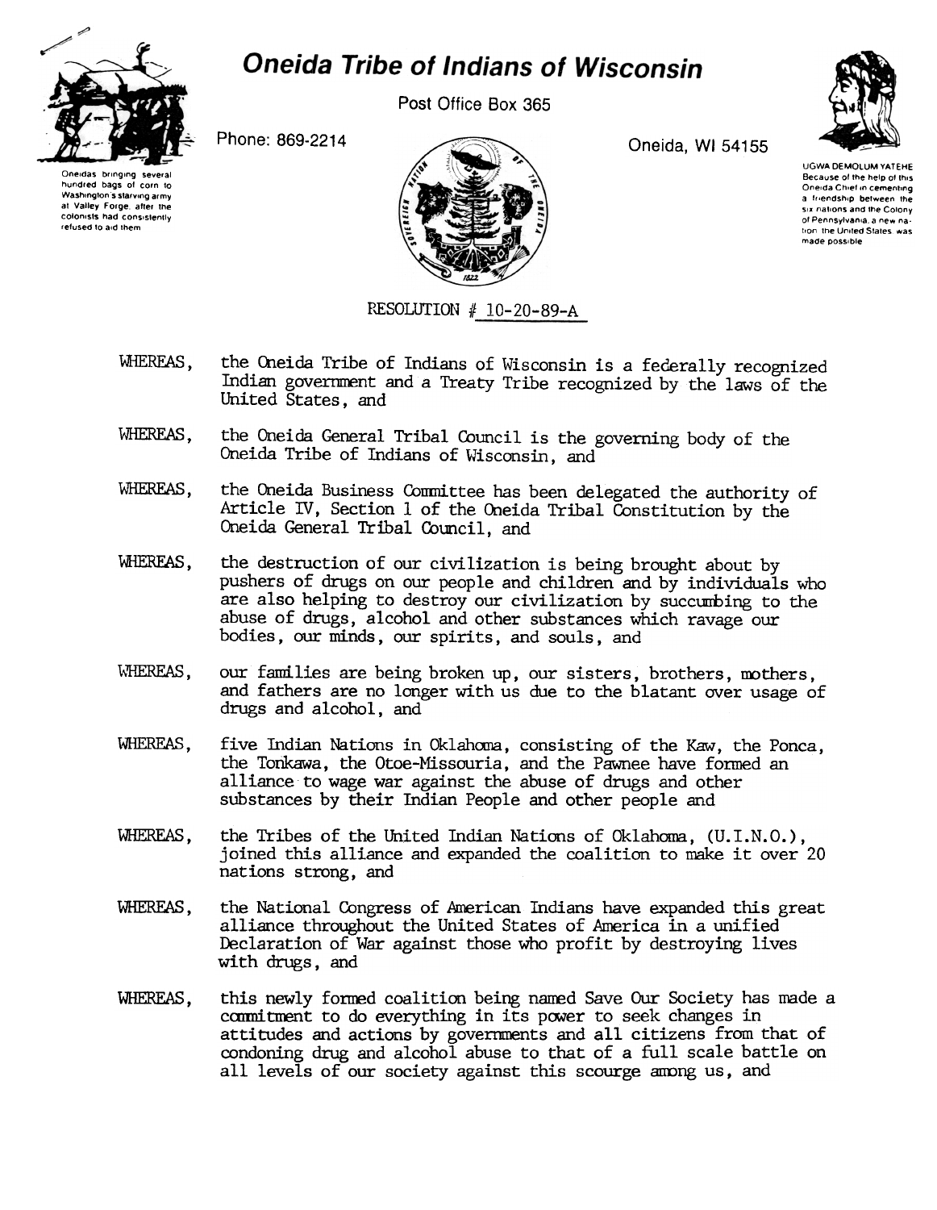# Oneida Tribe of Indians of Wisconsin

Post Office Box 365

Phone: 869-2214

Oneida, WI 54155

Oneidas bringing several hundred bags of corn to Washington's starving army at Valley Forge, after the colonists had consistently refused to aid them

UGWA DEMOLUM YATEHE
Because of the help of this Oneida Chief in cementing a friendship between the six nations and the Colony of Pennsylvania, a new nation, the United States was made possible

RESOLUTION # 10-20-89-A

WHEREAS, the Oneida Tribe of Indians of Wisconsin is a federally recognized Indian government and a Treaty Tribe recognized by the laws of the United States, and

WHEREAS, the Oneida General Tribal Council is the governing body of the Oneida Tribe of Indians of Wisconsin, and

WHEREAS, the Oneida Business Committee has been delegated the authority of Article IV, Section 1 of the Oneida Tribal Constitution by the Oneida General Tribal Council, and

WHEREAS, the destruction of our civilization is being brought about by pushers of drugs on our people and children and by individuals who are also helping to destroy our civilization by succumbing to the abuse of drugs, alcohol and other substances which ravage our bodies, our minds, our spirits, and souls, and

WHEREAS, our families are being broken up, our sisters, brothers, mothers, and fathers are no longer with us due to the blatant over usage of drugs and alcohol, and

WHEREAS, five Indian Nations in Oklahoma, consisting of the Kaw, the Ponca, the Tonkawa, the Otoe-Missouria, and the Pawnee have formed an alliance to wage war against the abuse of drugs and other substances by their Indian People and other people and

WHEREAS, the Tribes of the United Indian Nations of Oklahoma, (U.I.N.O.), joined this alliance and expanded the coalition to make it over 20 nations strong, and

WHEREAS, the National Congress of American Indians have expanded this great alliance throughout the United States of America in a unified Declaration of War against those who profit by destroying lives with drugs, and

WHEREAS, this newly formed coalition being named Save Our Society has made a commitment to do everything in its power to seek changes in attitudes and actions by governments and all citizens from that of condoning drug and alcohol abuse to that of a full scale battle on all levels of our society against this scourge among us, and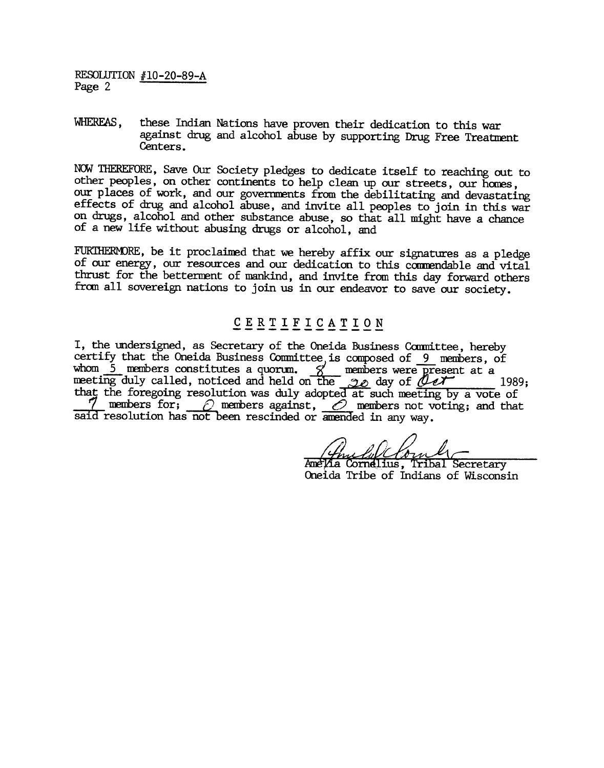RESOLUTION #10-20-89-A
Page 2

WHEREAS, these Indian Nations have proven their dedication to this war against drug and alcohol abuse by supporting Drug Free Treatment Centers.

NOW THEREFORE, Save Our Society pledges to dedicate itself to reaching out to other peoples, on other continents to help clean up our streets, our homes, our places of work, and our governments from the debilitating and devastating effects of drug and alcohol abuse, and invite all peoples to join in this war on drugs, alcohol and other substance abuse, so that all might have a chance of a new life without abusing drugs or alcohol, and

FURTHERMORE, be it proclaimed that we hereby affix our signatures as a pledge of our energy, our resources and our dedication to this commendable and vital thrust for the betterment of mankind, and invite from this day forward others from all sovereign nations to join us in our endeavor to save our society.

## CERTIFICATION

I, the undersigned, as Secretary of the Oneida Business Committee, hereby certify that the Oneida Business Committee is composed of 9 members, of whom 5 members constitutes a quorum. 8 members were present at a meeting duly called, noticed and held on the 20 day of Oct 1989; that the foregoing resolution was duly adopted at such meeting by a vote of 7 members for; 0 members against, 0 members not voting; and that said resolution has not been rescinded or amended in any way.

Amelia Cornelius, Tribal Secretary
Oneida Tribe of Indians of Wisconsin